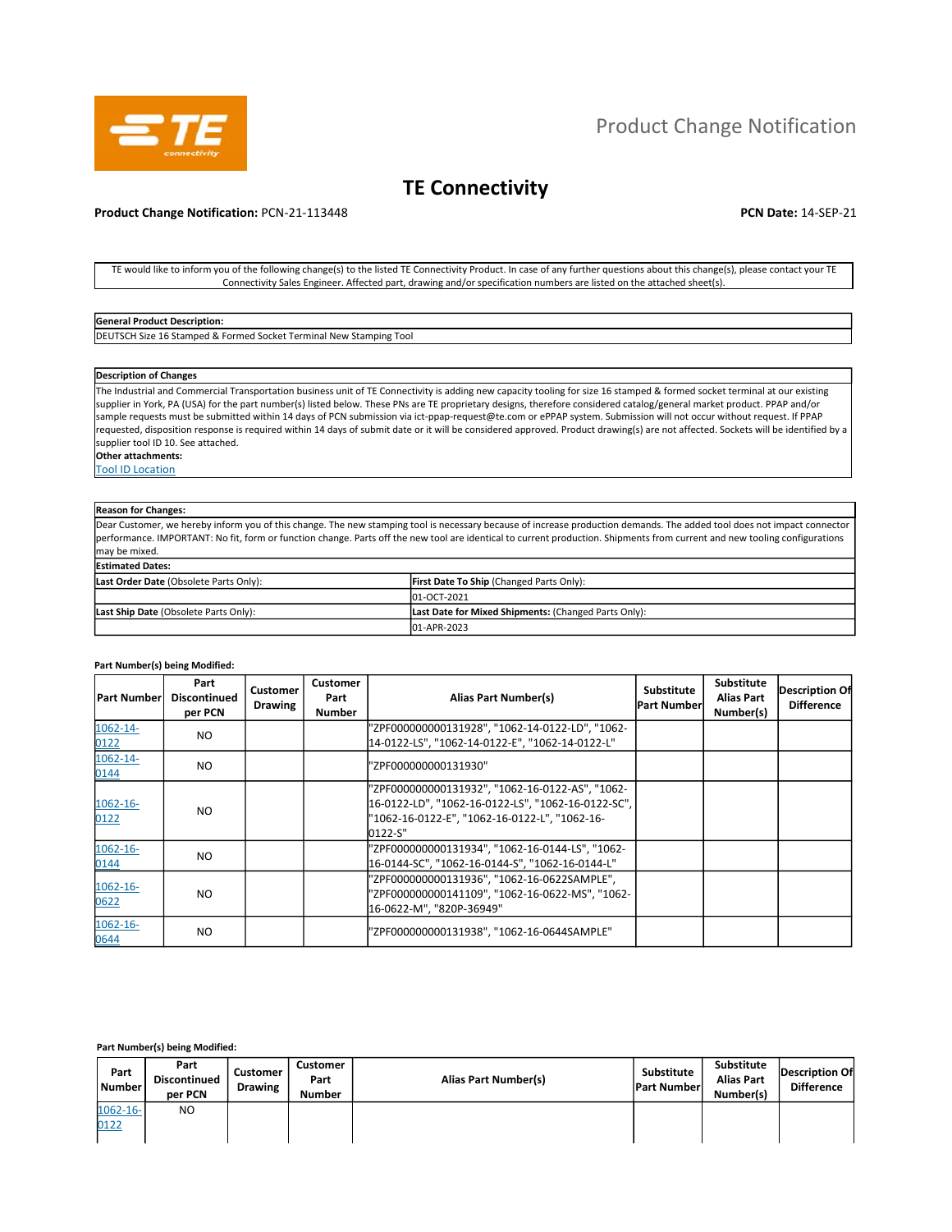# Product Change Notification

## TE Connectivity

**Product Change Notification:** PCN-21-113448

**PCN Date:** 14-SEP-21

TE would like to inform you of the following change(s) to the listed TE Connectivity Product. In case of any further questions about this change(s), please contact your TE Connectivity Sales Engineer. Affected part, drawing and/or specification numbers are listed on the attached sheet(s).

**General Product Description:**

DEUTSCH Size 16 Stamped & Formed Socket Terminal New Stamping Tool

**Description of Changes**

The Industrial and Commercial Transportation business unit of TE Connectivity is adding new capacity tooling for size 16 stamped & formed socket terminal at our existing supplier in York, PA (USA) for the part number(s) listed below. These PNs are TE proprietary designs, therefore considered catalog/general market product. PPAP and/or sample requests must be submitted within 14 days of PCN submission via ict-ppap-request@te.com or ePPAP system. Submission will not occur without request. If PPAP requested, disposition response is required within 14 days of submit date or it will be considered approved. Product drawing(s) are not affected. Sockets will be identified by a supplier tool ID 10. See attached.

**Other attachments:**

Tool ID Location

**Reason for Changes:**

Dear Customer, we hereby inform you of this change. The new stamping tool is necessary because of increase production demands. The added tool does not impact connector performance. IMPORTANT: No fit, form or function change. Parts off the new tool are identical to current production. Shipments from current and new tooling configurations may be mixed.

**Estimated Dates:**

| **Last Order Date** (Obsolete Parts Only): | **First Date To Ship** (Changed Parts Only): |
|---|---|
| | 01-OCT-2021 |
| **Last Ship Date** (Obsolete Parts Only): | **Last Date for Mixed Shipments:** (Changed Parts Only): |
| | 01-APR-2023 |

**Part Number(s) being Modified:**

| Part Number | Part Discontinued per PCN | Customer Drawing | Customer Part Number | Alias Part Number(s) | Substitute Part Number | Substitute Alias Part Number(s) | Description Of Difference |
|---|---|---|---|---|---|---|---|
| 1062-14-0122 | NO | | | "ZPF000000000131928", "1062-14-0122-LD", "1062-14-0122-LS", "1062-14-0122-E", "1062-14-0122-L" | | | |
| 1062-14-0144 | NO | | | "ZPF000000000131930" | | | |
| 1062-16-0122 | NO | | | "ZPF000000000131932", "1062-16-0122-AS", "1062-16-0122-LD", "1062-16-0122-LS", "1062-16-0122-SC", "1062-16-0122-E", "1062-16-0122-L", "1062-16-0122-S" | | | |
| 1062-16-0144 | NO | | | "ZPF000000000131934", "1062-16-0144-LS", "1062-16-0144-SC", "1062-16-0144-S", "1062-16-0144-L" | | | |
| 1062-16-0622 | NO | | | "ZPF000000000131936", "1062-16-0622SAMPLE", "ZPF000000000141109", "1062-16-0622-MS", "1062-16-0622-M", "820P-36949" | | | |
| 1062-16-0644 | NO | | | "ZPF000000000131938", "1062-16-0644SAMPLE" | | | |

**Part Number(s) being Modified:**

| Part Number | Part Discontinued per PCN | Customer Drawing | Customer Part Number | Alias Part Number(s) | Substitute Part Number | Substitute Alias Part Number(s) | Description Of Difference |
|---|---|---|---|---|---|---|---|
| 1062-16-0122 | NO | | | | | | |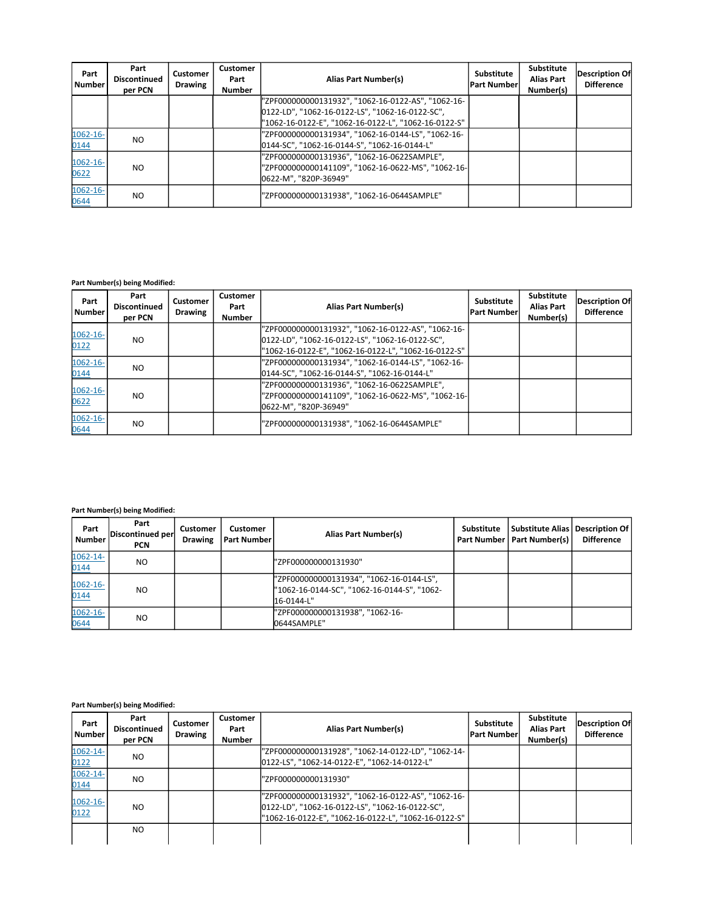| Part Number | Part Discontinued per PCN | Customer Drawing | Customer Part Number | Alias Part Number(s) | Substitute Part Number | Substitute Alias Part Number(s) | Description Of Difference |
|---|---|---|---|---|---|---|---|
| | | | | "ZPF000000000131932", "1062-16-0122-AS", "1062-16-0122-LD", "1062-16-0122-LS", "1062-16-0122-SC", "1062-16-0122-E", "1062-16-0122-L", "1062-16-0122-S" | | | |
| 1062-16-0144 | NO | | | "ZPF000000000131934", "1062-16-0144-LS", "1062-16-0144-SC", "1062-16-0144-S", "1062-16-0144-L" | | | |
| 1062-16-0622 | NO | | | "ZPF000000000131936", "1062-16-0622SAMPLE", "ZPF000000000141109", "1062-16-0622-MS", "1062-16-0622-M", "820P-36949" | | | |
| 1062-16-0644 | NO | | | "ZPF000000000131938", "1062-16-0644SAMPLE" | | | |

**Part Number(s) being Modified:**

| Part Number | Part Discontinued per PCN | Customer Drawing | Customer Part Number | Alias Part Number(s) | Substitute Part Number | Substitute Alias Part Number(s) | Description Of Difference |
|---|---|---|---|---|---|---|---|
| 1062-16-0122 | NO | | | "ZPF000000000131932", "1062-16-0122-AS", "1062-16-0122-LD", "1062-16-0122-LS", "1062-16-0122-SC", "1062-16-0122-E", "1062-16-0122-L", "1062-16-0122-S" | | | |
| 1062-16-0144 | NO | | | "ZPF000000000131934", "1062-16-0144-LS", "1062-16-0144-SC", "1062-16-0144-S", "1062-16-0144-L" | | | |
| 1062-16-0622 | NO | | | "ZPF000000000131936", "1062-16-0622SAMPLE", "ZPF000000000141109", "1062-16-0622-MS", "1062-16-0622-M", "820P-36949" | | | |
| 1062-16-0644 | NO | | | "ZPF000000000131938", "1062-16-0644SAMPLE" | | | |

**Part Number(s) being Modified:**

| Part Number | Part Discontinued per PCN | Customer Drawing | Customer Part Number | Alias Part Number(s) | Substitute Part Number | Substitute Alias Part Number(s) | Description Of Difference |
|---|---|---|---|---|---|---|---|
| 1062-14-0144 | NO | | | "ZPF000000000131930" | | | |
| 1062-16-0144 | NO | | | "ZPF000000000131934", "1062-16-0144-LS", "1062-16-0144-SC", "1062-16-0144-S", "1062-16-0144-L" | | | |
| 1062-16-0644 | NO | | | "ZPF000000000131938", "1062-16-0644SAMPLE" | | | |

**Part Number(s) being Modified:**

| Part Number | Part Discontinued per PCN | Customer Drawing | Customer Part Number | Alias Part Number(s) | Substitute Part Number | Substitute Alias Part Number(s) | Description Of Difference |
|---|---|---|---|---|---|---|---|
| 1062-14-0122 | NO | | | "ZPF000000000131928", "1062-14-0122-LD", "1062-14-0122-LS", "1062-14-0122-E", "1062-14-0122-L" | | | |
| 1062-14-0144 | NO | | | "ZPF000000000131930" | | | |
| 1062-16-0122 | NO | | | "ZPF000000000131932", "1062-16-0122-AS", "1062-16-0122-LD", "1062-16-0122-LS", "1062-16-0122-SC", "1062-16-0122-E", "1062-16-0122-L", "1062-16-0122-S" | | | |
| | NO | | | | | | |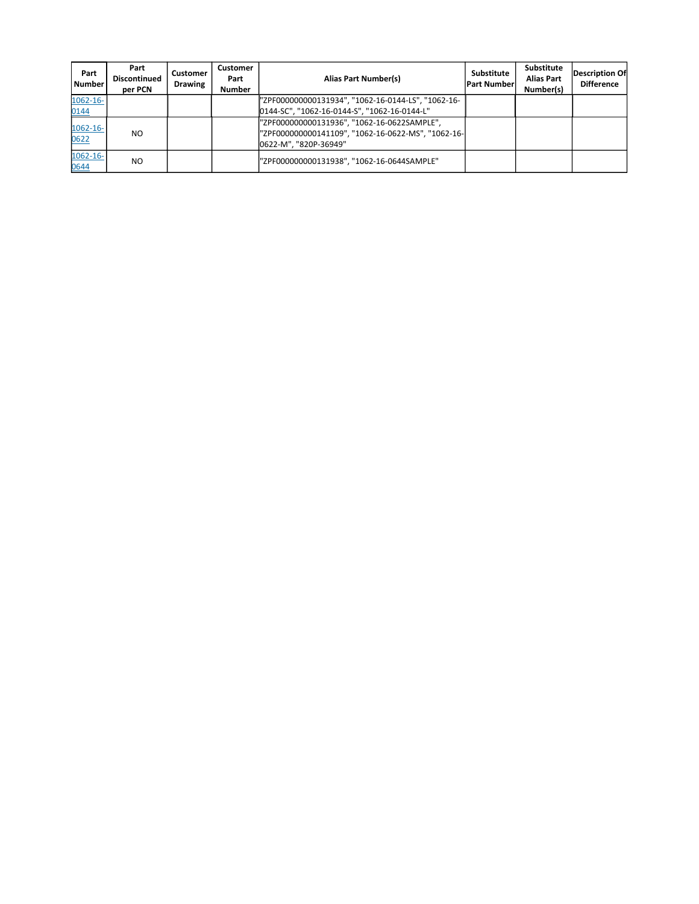| Part Number | Part Discontinued per PCN | Customer Drawing | Customer Part Number | Alias Part Number(s) | Substitute Part Number | Substitute Alias Part Number(s) | Description Of Difference |
|---|---|---|---|---|---|---|---|
| 1062-16-0144 | | | | "ZPF000000000131934", "1062-16-0144-LS", "1062-16-0144-SC", "1062-16-0144-S", "1062-16-0144-L" | | | |
| 1062-16-0622 | NO | | | "ZPF000000000131936", "1062-16-0622SAMPLE", "ZPF000000000141109", "1062-16-0622-MS", "1062-16-0622-M", "820P-36949" | | | |
| 1062-16-0644 | NO | | | "ZPF000000000131938", "1062-16-0644SAMPLE" | | | |